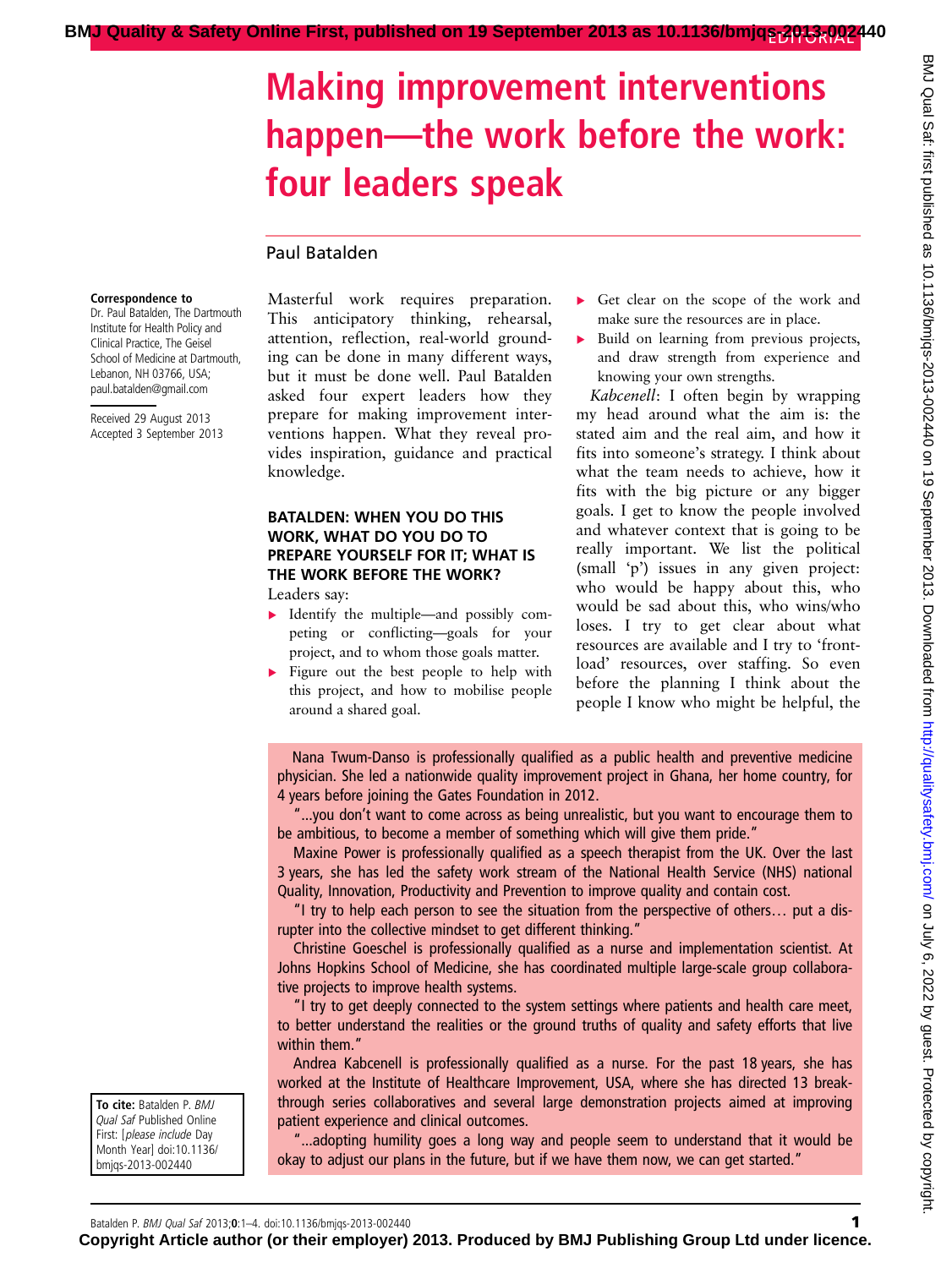EDITORIAL

# Making improvement interventions happen—the work before the work: four leaders speak

Paul Batalden

**Correspondence to**
Dr. Paul Batalden, The Dartmouth Institute for Health Policy and Clinical Practice, The Geisel School of Medicine at Dartmouth, Lebanon, NH 03766, USA; paul.batalden@gmail.com

Received 29 August 2013
Accepted 3 September 2013

Masterful work requires preparation. This anticipatory thinking, rehearsal, attention, reflection, real-world grounding can be done in many different ways, but it must be done well. Paul Batalden asked four expert leaders how they prepare for making improvement interventions happen. What they reveal provides inspiration, guidance and practical knowledge.

## BATALDEN: WHEN YOU DO THIS WORK, WHAT DO YOU DO TO PREPARE YOURSELF FOR IT; WHAT IS THE WORK BEFORE THE WORK?

Leaders say:

- Identify the multiple—and possibly competing or conflicting—goals for your project, and to whom those goals matter.
- Figure out the best people to help with this project, and how to mobilise people around a shared goal.
- Get clear on the scope of the work and make sure the resources are in place.
- Build on learning from previous projects, and draw strength from experience and knowing your own strengths.

*Kabcenell*: I often begin by wrapping my head around what the aim is: the stated aim and the real aim, and how it fits into someone's strategy. I think about what the team needs to achieve, how it fits with the big picture or any bigger goals. I get to know the people involved and whatever context that is going to be really important. We list the political (small 'p') issues in any given project: who would be happy about this, who would be sad about this, who wins/who loses. I try to get clear about what resources are available and I try to 'front-load' resources, over staffing. So even before the planning I think about the people I know who might be helpful, the

Nana Twum-Danso is professionally qualified as a public health and preventive medicine physician. She led a nationwide quality improvement project in Ghana, her home country, for 4 years before joining the Gates Foundation in 2012.

"…you don't want to come across as being unrealistic, but you want to encourage them to be ambitious, to become a member of something which will give them pride."

Maxine Power is professionally qualified as a speech therapist from the UK. Over the last 3 years, she has led the safety work stream of the National Health Service (NHS) national Quality, Innovation, Productivity and Prevention to improve quality and contain cost.

"I try to help each person to see the situation from the perspective of others… put a disrupter into the collective mindset to get different thinking."

Christine Goeschel is professionally qualified as a nurse and implementation scientist. At Johns Hopkins School of Medicine, she has coordinated multiple large-scale group collaborative projects to improve health systems.

"I try to get deeply connected to the system settings where patients and health care meet, to better understand the realities or the ground truths of quality and safety efforts that live within them."

Andrea Kabcenell is professionally qualified as a nurse. For the past 18 years, she has worked at the Institute of Healthcare Improvement, USA, where she has directed 13 breakthrough series collaboratives and several large demonstration projects aimed at improving patient experience and clinical outcomes.

"…adopting humility goes a long way and people seem to understand that it would be okay to adjust our plans in the future, but if we have them now, we can get started."

**To cite:** Batalden P. *BMJ Qual Saf* Published Online First: [*please include* Day Month Year] doi:10.1136/bmjqs-2013-002440

Copyright Article author (or their employer) 2013. Produced by BMJ Publishing Group Ltd under licence.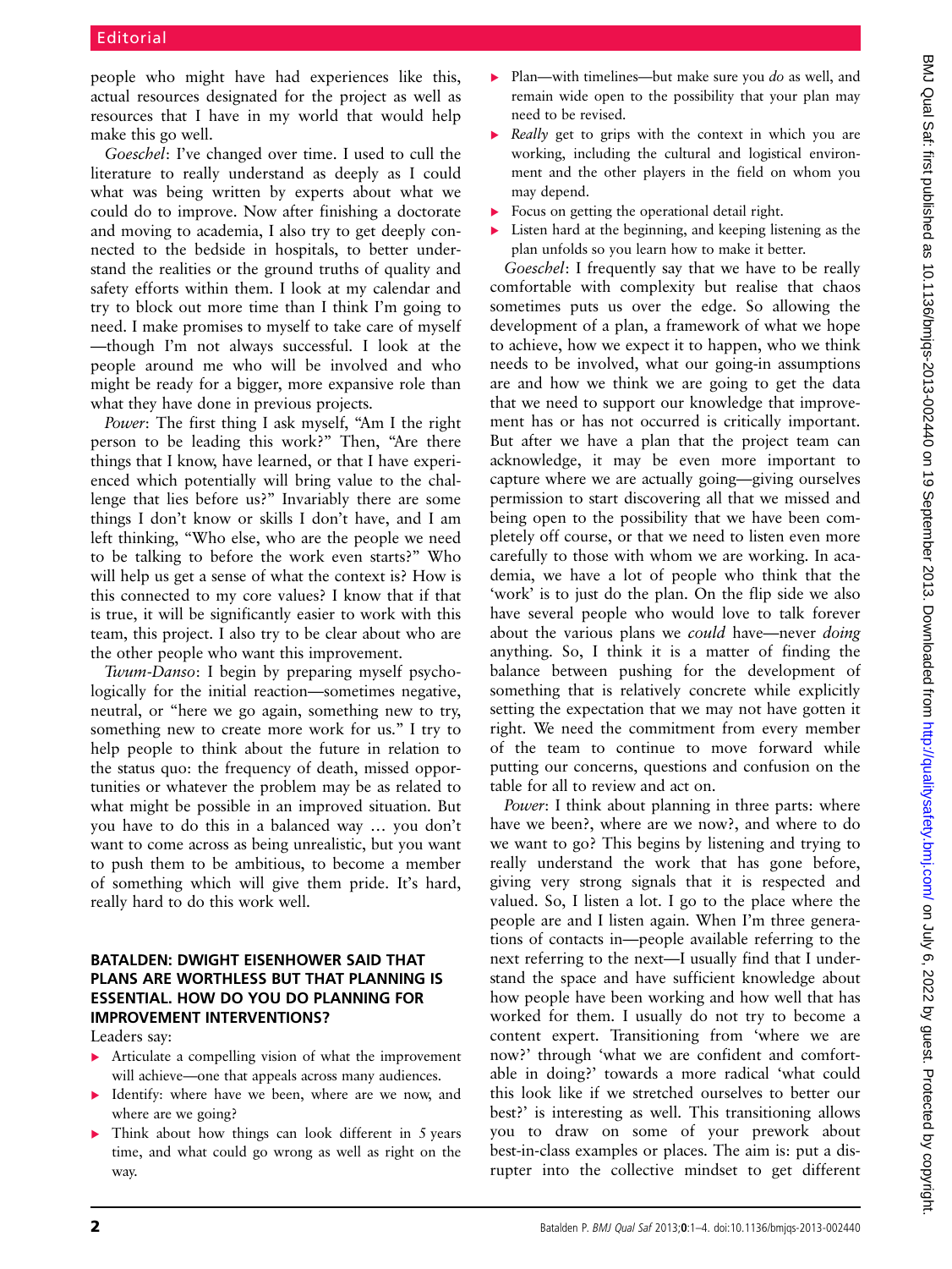people who might have had experiences like this, actual resources designated for the project as well as resources that I have in my world that would help make this go well.

*Goeschel*: I've changed over time. I used to cull the literature to really understand as deeply as I could what was being written by experts about what we could do to improve. Now after finishing a doctorate and moving to academia, I also try to get deeply connected to the bedside in hospitals, to better understand the realities or the ground truths of quality and safety efforts within them. I look at my calendar and try to block out more time than I think I'm going to need. I make promises to myself to take care of myself —though I'm not always successful. I look at the people around me who will be involved and who might be ready for a bigger, more expansive role than what they have done in previous projects.

*Power*: The first thing I ask myself, "Am I the right person to be leading this work?" Then, "Are there things that I know, have learned, or that I have experienced which potentially will bring value to the challenge that lies before us?" Invariably there are some things I don't know or skills I don't have, and I am left thinking, "Who else, who are the people we need to be talking to before the work even starts?" Who will help us get a sense of what the context is? How is this connected to my core values? I know that if that is true, it will be significantly easier to work with this team, this project. I also try to be clear about who are the other people who want this improvement.

*Twum-Danso*: I begin by preparing myself psychologically for the initial reaction—sometimes negative, neutral, or "here we go again, something new to try, something new to create more work for us." I try to help people to think about the future in relation to the status quo: the frequency of death, missed opportunities or whatever the problem may be as related to what might be possible in an improved situation. But you have to do this in a balanced way … you don't want to come across as being unrealistic, but you want to push them to be ambitious, to become a member of something which will give them pride. It's hard, really hard to do this work well.

### BATALDEN: DWIGHT EISENHOWER SAID THAT PLANS ARE WORTHLESS BUT THAT PLANNING IS ESSENTIAL. HOW DO YOU DO PLANNING FOR IMPROVEMENT INTERVENTIONS?

Leaders say:

- Articulate a compelling vision of what the improvement will achieve—one that appeals across many audiences.
- Identify: where have we been, where are we now, and where are we going?
- Think about how things can look different in 5 years time, and what could go wrong as well as right on the way.
- Plan—with timelines—but make sure you *do* as well, and remain wide open to the possibility that your plan may need to be revised.
- *Really* get to grips with the context in which you are working, including the cultural and logistical environment and the other players in the field on whom you may depend.
- Focus on getting the operational detail right.
- Listen hard at the beginning, and keeping listening as the plan unfolds so you learn how to make it better.

*Goeschel*: I frequently say that we have to be really comfortable with complexity but realise that chaos sometimes puts us over the edge. So allowing the development of a plan, a framework of what we hope to achieve, how we expect it to happen, who we think needs to be involved, what our going-in assumptions are and how we think we are going to get the data that we need to support our knowledge that improvement has or has not occurred is critically important. But after we have a plan that the project team can acknowledge, it may be even more important to capture where we are actually going—giving ourselves permission to start discovering all that we missed and being open to the possibility that we have been completely off course, or that we need to listen even more carefully to those with whom we are working. In academia, we have a lot of people who think that the 'work' is to just do the plan. On the flip side we also have several people who would love to talk forever about the various plans we *could* have—never *doing* anything. So, I think it is a matter of finding the balance between pushing for the development of something that is relatively concrete while explicitly setting the expectation that we may not have gotten it right. We need the commitment from every member of the team to continue to move forward while putting our concerns, questions and confusion on the table for all to review and act on.

*Power*: I think about planning in three parts: where have we been?, where are we now?, and where to do we want to go? This begins by listening and trying to really understand the work that has gone before, giving very strong signals that it is respected and valued. So, I listen a lot. I go to the place where the people are and I listen again. When I'm three generations of contacts in—people available referring to the next referring to the next—I usually find that I understand the space and have sufficient knowledge about how people have been working and how well that has worked for them. I usually do not try to become a content expert. Transitioning from 'where we are now?' through 'what we are confident and comfortable in doing?' towards a more radical 'what could this look like if we stretched ourselves to better our best?' is interesting as well. This transitioning allows you to draw on some of your prework about best-in-class examples or places. The aim is: put a disrupter into the collective mindset to get different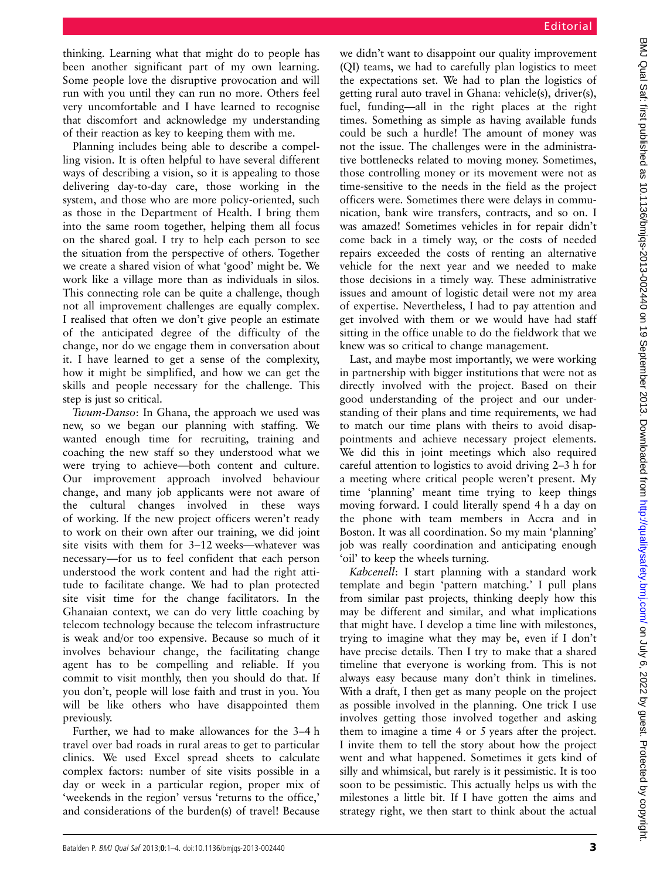thinking. Learning what that might do to people has been another significant part of my own learning. Some people love the disruptive provocation and will run with you until they can run no more. Others feel very uncomfortable and I have learned to recognise that discomfort and acknowledge my understanding of their reaction as key to keeping them with me.

Planning includes being able to describe a compelling vision. It is often helpful to have several different ways of describing a vision, so it is appealing to those delivering day-to-day care, those working in the system, and those who are more policy-oriented, such as those in the Department of Health. I bring them into the same room together, helping them all focus on the shared goal. I try to help each person to see the situation from the perspective of others. Together we create a shared vision of what 'good' might be. We work like a village more than as individuals in silos. This connecting role can be quite a challenge, though not all improvement challenges are equally complex. I realised that often we don't give people an estimate of the anticipated degree of the difficulty of the change, nor do we engage them in conversation about it. I have learned to get a sense of the complexity, how it might be simplified, and how we can get the skills and people necessary for the challenge. This step is just so critical.

*Twum-Danso*: In Ghana, the approach we used was new, so we began our planning with staffing. We wanted enough time for recruiting, training and coaching the new staff so they understood what we were trying to achieve—both content and culture. Our improvement approach involved behaviour change, and many job applicants were not aware of the cultural changes involved in these ways of working. If the new project officers weren't ready to work on their own after our training, we did joint site visits with them for 3–12 weeks—whatever was necessary—for us to feel confident that each person understood the work content and had the right attitude to facilitate change. We had to plan protected site visit time for the change facilitators. In the Ghanaian context, we can do very little coaching by telecom technology because the telecom infrastructure is weak and/or too expensive. Because so much of it involves behaviour change, the facilitating change agent has to be compelling and reliable. If you commit to visit monthly, then you should do that. If you don't, people will lose faith and trust in you. You will be like others who have disappointed them previously.

Further, we had to make allowances for the 3–4 h travel over bad roads in rural areas to get to particular clinics. We used Excel spread sheets to calculate complex factors: number of site visits possible in a day or week in a particular region, proper mix of 'weekends in the region' versus 'returns to the office,' and considerations of the burden(s) of travel! Because we didn't want to disappoint our quality improvement (QI) teams, we had to carefully plan logistics to meet the expectations set. We had to plan the logistics of getting rural auto travel in Ghana: vehicle(s), driver(s), fuel, funding—all in the right places at the right times. Something as simple as having available funds could be such a hurdle! The amount of money was not the issue. The challenges were in the administrative bottlenecks related to moving money. Sometimes, those controlling money or its movement were not as time-sensitive to the needs in the field as the project officers were. Sometimes there were delays in communication, bank wire transfers, contracts, and so on. I was amazed! Sometimes vehicles in for repair didn't come back in a timely way, or the costs of needed repairs exceeded the costs of renting an alternative vehicle for the next year and we needed to make those decisions in a timely way. These administrative issues and amount of logistic detail were not my area of expertise. Nevertheless, I had to pay attention and get involved with them or we would have had staff sitting in the office unable to do the fieldwork that we knew was so critical to change management.

Last, and maybe most importantly, we were working in partnership with bigger institutions that were not as directly involved with the project. Based on their good understanding of the project and our understanding of their plans and time requirements, we had to match our time plans with theirs to avoid disappointments and achieve necessary project elements. We did this in joint meetings which also required careful attention to logistics to avoid driving 2–3 h for a meeting where critical people weren't present. My time 'planning' meant time trying to keep things moving forward. I could literally spend 4 h a day on the phone with team members in Accra and in Boston. It was all coordination. So my main 'planning' job was really coordination and anticipating enough 'oil' to keep the wheels turning.

*Kabcenell*: I start planning with a standard work template and begin 'pattern matching.' I pull plans from similar past projects, thinking deeply how this may be different and similar, and what implications that might have. I develop a time line with milestones, trying to imagine what they may be, even if I don't have precise details. Then I try to make that a shared timeline that everyone is working from. This is not always easy because many don't think in timelines. With a draft, I then get as many people on the project as possible involved in the planning. One trick I use involves getting those involved together and asking them to imagine a time 4 or 5 years after the project. I invite them to tell the story about how the project went and what happened. Sometimes it gets kind of silly and whimsical, but rarely is it pessimistic. It is too soon to be pessimistic. This actually helps us with the milestones a little bit. If I have gotten the aims and strategy right, we then start to think about the actual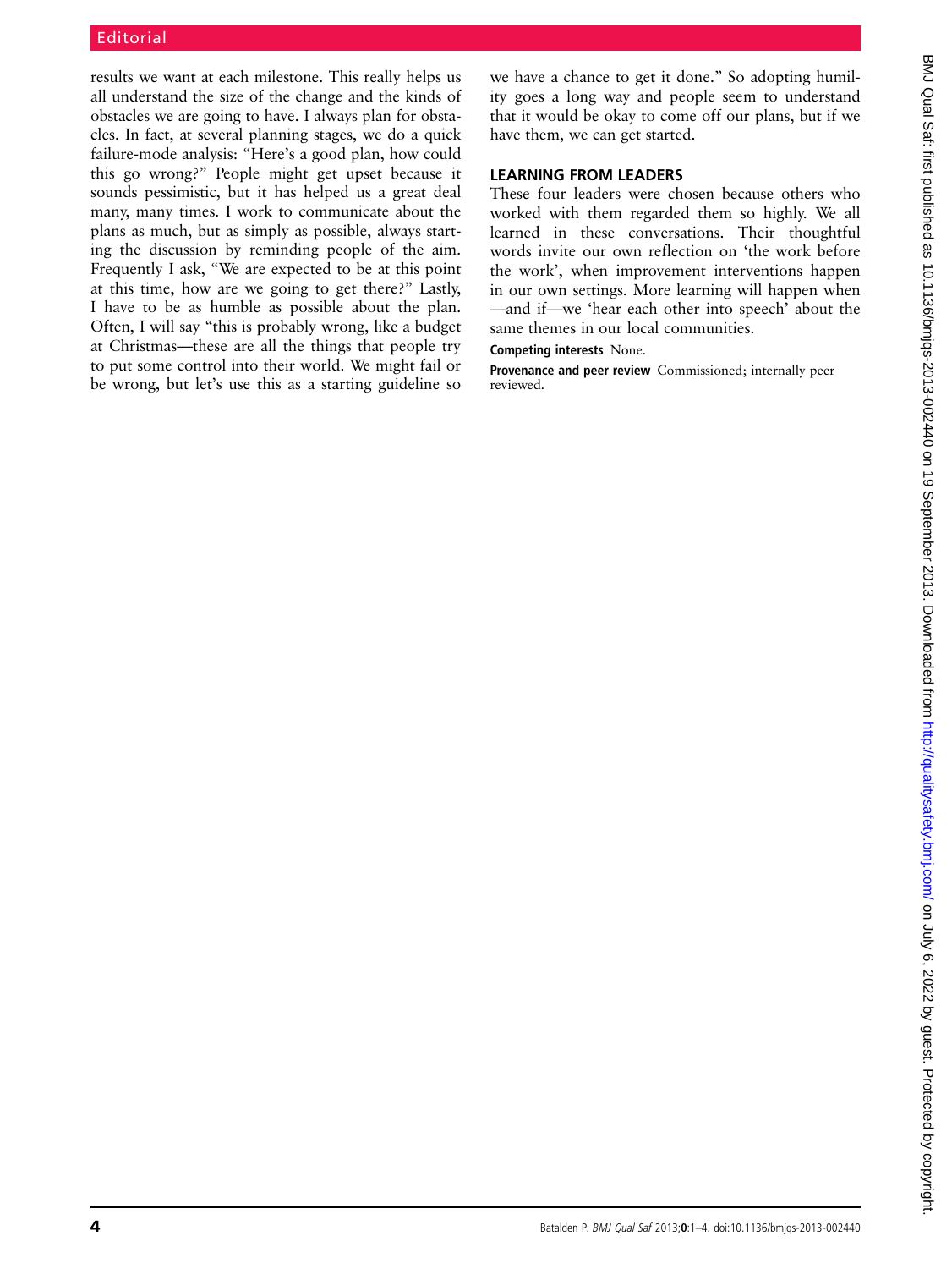results we want at each milestone. This really helps us all understand the size of the change and the kinds of obstacles we are going to have. I always plan for obstacles. In fact, at several planning stages, we do a quick failure-mode analysis: "Here's a good plan, how could this go wrong?" People might get upset because it sounds pessimistic, but it has helped us a great deal many, many times. I work to communicate about the plans as much, but as simply as possible, always starting the discussion by reminding people of the aim. Frequently I ask, "We are expected to be at this point at this time, how are we going to get there?" Lastly, I have to be as humble as possible about the plan. Often, I will say "this is probably wrong, like a budget at Christmas—these are all the things that people try to put some control into their world. We might fail or be wrong, but let's use this as a starting guideline so we have a chance to get it done." So adopting humility goes a long way and people seem to understand that it would be okay to come off our plans, but if we have them, we can get started.

## LEARNING FROM LEADERS

These four leaders were chosen because others who worked with them regarded them so highly. We all learned in these conversations. Their thoughtful words invite our own reflection on 'the work before the work', when improvement interventions happen in our own settings. More learning will happen when —and if—we 'hear each other into speech' about the same themes in our local communities.

**Competing interests** None.

**Provenance and peer review** Commissioned; internally peer reviewed.